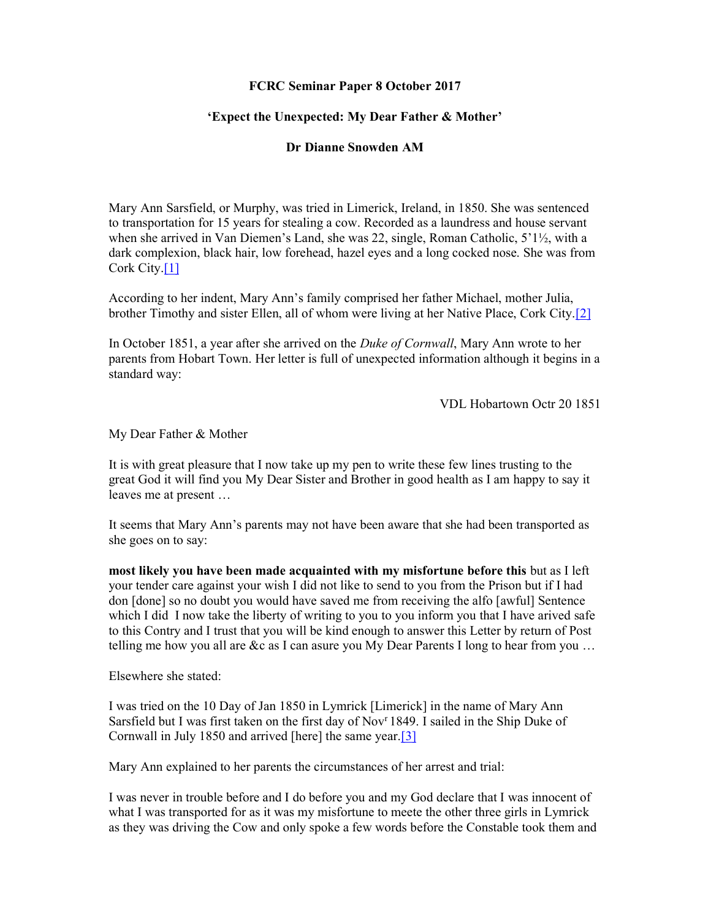**FCRC Seminar Paper 8 October 2017**

**'Expect the Unexpected: My Dear Father & Mother'**

**Dr Dianne Snowden AM**

Mary Ann Sarsfield, or Murphy, was tried in Limerick, Ireland, in 1850. She was sentenced to transportation for 15 years for stealing a cow. Recorded as a laundress and house servant when she arrived in Van Diemen's Land, she was 22, single, Roman Catholic, 5'1½, with a dark complexion, black hair, low forehead, hazel eyes and a long cocked nose. She was from Cork City.[1]

According to her indent, Mary Ann's family comprised her father Michael, mother Julia, brother Timothy and sister Ellen, all of whom were living at her Native Place, Cork City.[2]

In October 1851, a year after she arrived on the *Duke of Cornwall*, Mary Ann wrote to her parents from Hobart Town. Her letter is full of unexpected information although it begins in a standard way:

VDL Hobartown Octr 20 1851

My Dear Father & Mother

It is with great pleasure that I now take up my pen to write these few lines trusting to the great God it will find you My Dear Sister and Brother in good health as I am happy to say it leaves me at present …

It seems that Mary Ann's parents may not have been aware that she had been transported as she goes on to say:

**most likely you have been made acquainted with my misfortune before this** but as I left your tender care against your wish I did not like to send to you from the Prison but if I had don [done] so no doubt you would have saved me from receiving the alfo [awful] Sentence which I did I now take the liberty of writing to you to you inform you that I have arived safe to this Contry and I trust that you will be kind enough to answer this Letter by return of Post telling me how you all are &c as I can asure you My Dear Parents I long to hear from you …

Elsewhere she stated:

I was tried on the 10 Day of Jan 1850 in Lymrick [Limerick] in the name of Mary Ann Sarsfield but I was first taken on the first day of Novr 1849. I sailed in the Ship Duke of Cornwall in July 1850 and arrived [here] the same year.[3]

Mary Ann explained to her parents the circumstances of her arrest and trial:

I was never in trouble before and I do before you and my God declare that I was innocent of what I was transported for as it was my misfortune to meete the other three girls in Lymrick as they was driving the Cow and only spoke a few words before the Constable took them and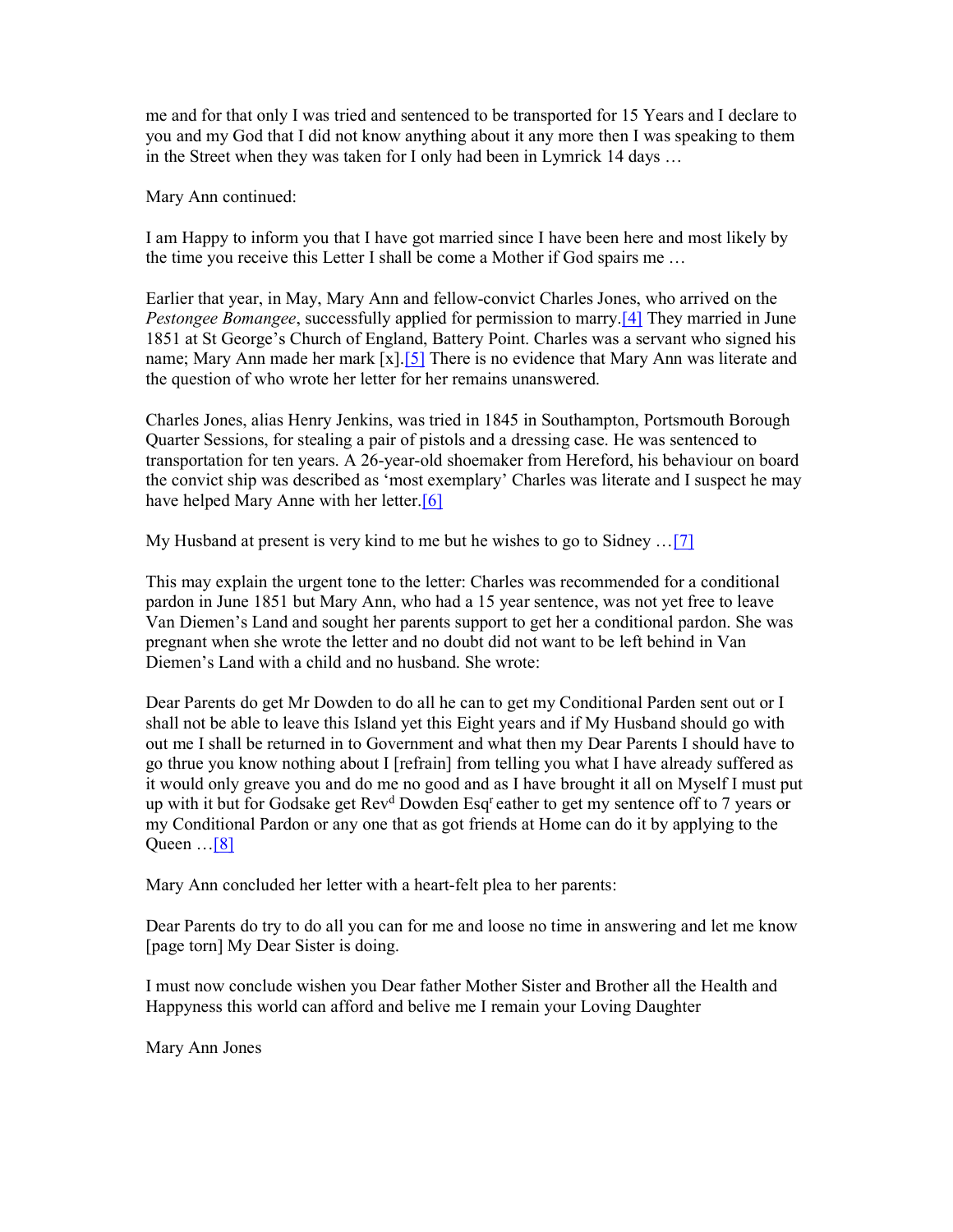me and for that only I was tried and sentenced to be transported for 15 Years and I declare to you and my God that I did not know anything about it any more then I was speaking to them in the Street when they was taken for I only had been in Lymrick 14 days …

Mary Ann continued:

I am Happy to inform you that I have got married since I have been here and most likely by the time you receive this Letter I shall be come a Mother if God spairs me …

Earlier that year, in May, Mary Ann and fellow-convict Charles Jones, who arrived on the *Pestongee Bomangee*, successfully applied for permission to marry.[4] They married in June 1851 at St George's Church of England, Battery Point. Charles was a servant who signed his name; Mary Ann made her mark [x].[5] There is no evidence that Mary Ann was literate and the question of who wrote her letter for her remains unanswered.

Charles Jones, alias Henry Jenkins, was tried in 1845 in Southampton, Portsmouth Borough Quarter Sessions, for stealing a pair of pistols and a dressing case. He was sentenced to transportation for ten years. A 26-year-old shoemaker from Hereford, his behaviour on board the convict ship was described as 'most exemplary' Charles was literate and I suspect he may have helped Mary Anne with her letter.[6]

My Husband at present is very kind to me but he wishes to go to Sidney …[7]

This may explain the urgent tone to the letter: Charles was recommended for a conditional pardon in June 1851 but Mary Ann, who had a 15 year sentence, was not yet free to leave Van Diemen's Land and sought her parents support to get her a conditional pardon. She was pregnant when she wrote the letter and no doubt did not want to be left behind in Van Diemen's Land with a child and no husband. She wrote:

Dear Parents do get Mr Dowden to do all he can to get my Conditional Parden sent out or I shall not be able to leave this Island yet this Eight years and if My Husband should go with out me I shall be returned in to Government and what then my Dear Parents I should have to go thrue you know nothing about I [refrain] from telling you what I have already suffered as it would only greave you and do me no good and as I have brought it all on Myself I must put up with it but for Godsake get Rev^d Dowden Esq^r eather to get my sentence off to 7 years or my Conditional Pardon or any one that as got friends at Home can do it by applying to the Queen …[8]

Mary Ann concluded her letter with a heart-felt plea to her parents:

Dear Parents do try to do all you can for me and loose no time in answering and let me know [page torn] My Dear Sister is doing.

I must now conclude wishen you Dear father Mother Sister and Brother all the Health and Happyness this world can afford and belive me I remain your Loving Daughter

Mary Ann Jones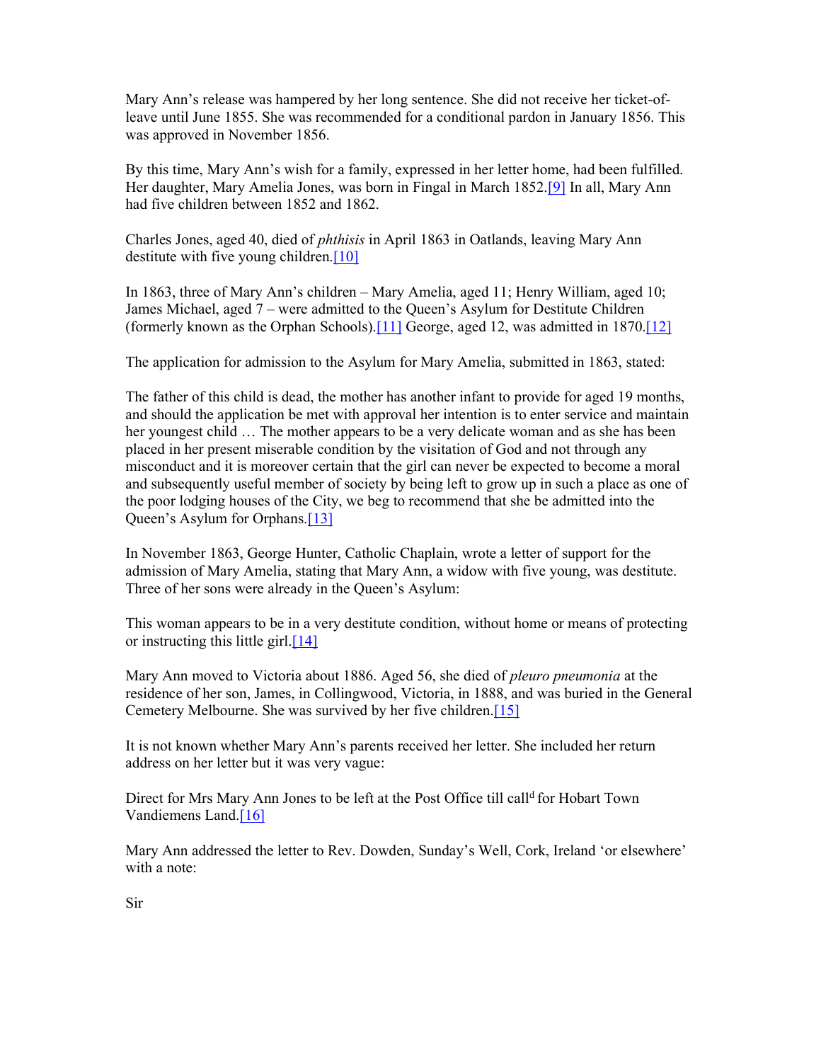Mary Ann's release was hampered by her long sentence. She did not receive her ticket-of-leave until June 1855. She was recommended for a conditional pardon in January 1856. This was approved in November 1856.

By this time, Mary Ann's wish for a family, expressed in her letter home, had been fulfilled. Her daughter, Mary Amelia Jones, was born in Fingal in March 1852.[9] In all, Mary Ann had five children between 1852 and 1862.

Charles Jones, aged 40, died of *phthisis* in April 1863 in Oatlands, leaving Mary Ann destitute with five young children.[10]

In 1863, three of Mary Ann's children – Mary Amelia, aged 11; Henry William, aged 10; James Michael, aged 7 – were admitted to the Queen's Asylum for Destitute Children (formerly known as the Orphan Schools).[11] George, aged 12, was admitted in 1870.[12]

The application for admission to the Asylum for Mary Amelia, submitted in 1863, stated:

The father of this child is dead, the mother has another infant to provide for aged 19 months, and should the application be met with approval her intention is to enter service and maintain her youngest child … The mother appears to be a very delicate woman and as she has been placed in her present miserable condition by the visitation of God and not through any misconduct and it is moreover certain that the girl can never be expected to become a moral and subsequently useful member of society by being left to grow up in such a place as one of the poor lodging houses of the City, we beg to recommend that she be admitted into the Queen's Asylum for Orphans.[13]

In November 1863, George Hunter, Catholic Chaplain, wrote a letter of support for the admission of Mary Amelia, stating that Mary Ann, a widow with five young, was destitute. Three of her sons were already in the Queen's Asylum:

This woman appears to be in a very destitute condition, without home or means of protecting or instructing this little girl.[14]

Mary Ann moved to Victoria about 1886. Aged 56, she died of *pleuro pneumonia* at the residence of her son, James, in Collingwood, Victoria, in 1888, and was buried in the General Cemetery Melbourne. She was survived by her five children.[15]

It is not known whether Mary Ann's parents received her letter. She included her return address on her letter but it was very vague:

Direct for Mrs Mary Ann Jones to be left at the Post Office till call^d for Hobart Town Vandiemens Land.[16]

Mary Ann addressed the letter to Rev. Dowden, Sunday's Well, Cork, Ireland 'or elsewhere' with a note:

Sir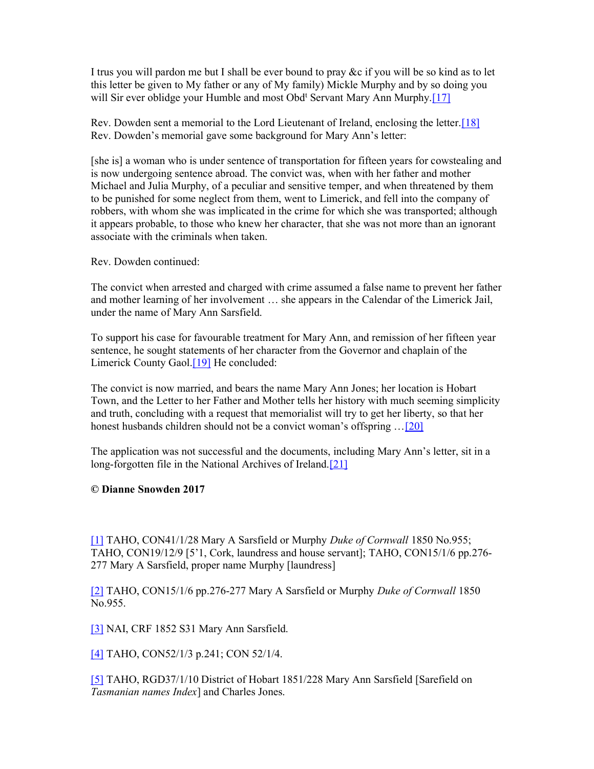I trus you will pardon me but I shall be ever bound to pray &c if you will be so kind as to let this letter be given to My father or any of My family) Mickle Murphy and by so doing you will Sir ever oblidge your Humble and most Obd^t Servant Mary Ann Murphy.[17]

Rev. Dowden sent a memorial to the Lord Lieutenant of Ireland, enclosing the letter.[18] Rev. Dowden's memorial gave some background for Mary Ann's letter:

[she is] a woman who is under sentence of transportation for fifteen years for cowstealing and is now undergoing sentence abroad. The convict was, when with her father and mother Michael and Julia Murphy, of a peculiar and sensitive temper, and when threatened by them to be punished for some neglect from them, went to Limerick, and fell into the company of robbers, with whom she was implicated in the crime for which she was transported; although it appears probable, to those who knew her character, that she was not more than an ignorant associate with the criminals when taken.

Rev. Dowden continued:

The convict when arrested and charged with crime assumed a false name to prevent her father and mother learning of her involvement … she appears in the Calendar of the Limerick Jail, under the name of Mary Ann Sarsfield.

To support his case for favourable treatment for Mary Ann, and remission of her fifteen year sentence, he sought statements of her character from the Governor and chaplain of the Limerick County Gaol.[19] He concluded:

The convict is now married, and bears the name Mary Ann Jones; her location is Hobart Town, and the Letter to her Father and Mother tells her history with much seeming simplicity and truth, concluding with a request that memorialist will try to get her liberty, so that her honest husbands children should not be a convict woman's offspring …[20]

The application was not successful and the documents, including Mary Ann's letter, sit in a long-forgotten file in the National Archives of Ireland.[21]

**© Dianne Snowden 2017**

[1] TAHO, CON41/1/28 Mary A Sarsfield or Murphy *Duke of Cornwall* 1850 No.955; TAHO, CON19/12/9 [5'1, Cork, laundress and house servant]; TAHO, CON15/1/6 pp.276-277 Mary A Sarsfield, proper name Murphy [laundress]

[2] TAHO, CON15/1/6 pp.276-277 Mary A Sarsfield or Murphy *Duke of Cornwall* 1850 No.955.

[3] NAI, CRF 1852 S31 Mary Ann Sarsfield.

[4] TAHO, CON52/1/3 p.241; CON 52/1/4.

[5] TAHO, RGD37/1/10 District of Hobart 1851/228 Mary Ann Sarsfield [Sarefield on *Tasmanian names Index*] and Charles Jones.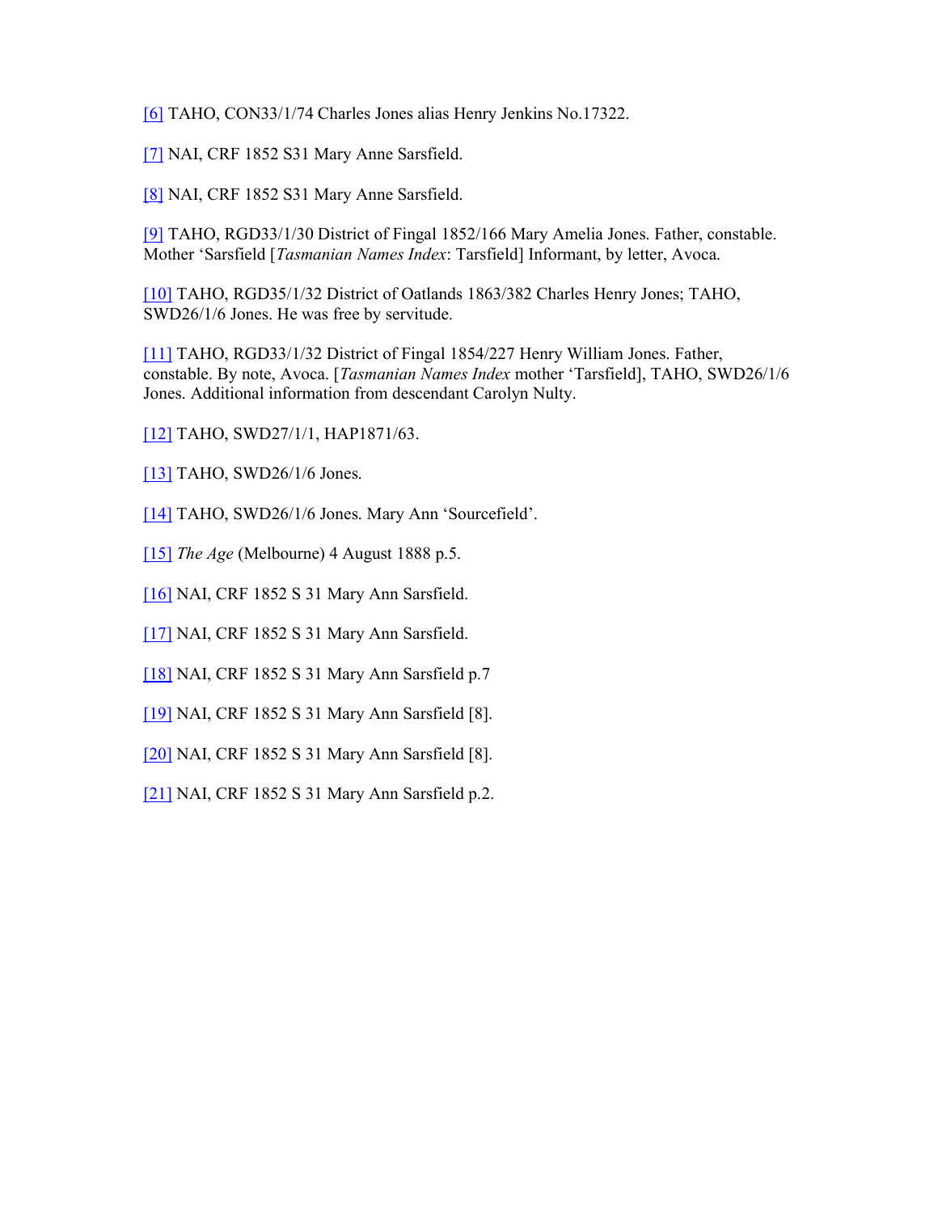[6] TAHO, CON33/1/74 Charles Jones alias Henry Jenkins No.17322.

[7] NAI, CRF 1852 S31 Mary Anne Sarsfield.

[8] NAI, CRF 1852 S31 Mary Anne Sarsfield.

[9] TAHO, RGD33/1/30 District of Fingal 1852/166 Mary Amelia Jones. Father, constable. Mother 'Sarsfield [*Tasmanian Names Index*: Tarsfield] Informant, by letter, Avoca.

[10] TAHO, RGD35/1/32 District of Oatlands 1863/382 Charles Henry Jones; TAHO, SWD26/1/6 Jones. He was free by servitude.

[11] TAHO, RGD33/1/32 District of Fingal 1854/227 Henry William Jones. Father, constable. By note, Avoca. [*Tasmanian Names Index* mother 'Tarsfield], TAHO, SWD26/1/6 Jones. Additional information from descendant Carolyn Nulty.

[12] TAHO, SWD27/1/1, HAP1871/63.

[13] TAHO, SWD26/1/6 Jones.

[14] TAHO, SWD26/1/6 Jones. Mary Ann 'Sourcefield'.

[15] *The Age* (Melbourne) 4 August 1888 p.5.

[16] NAI, CRF 1852 S 31 Mary Ann Sarsfield.

[17] NAI, CRF 1852 S 31 Mary Ann Sarsfield.

[18] NAI, CRF 1852 S 31 Mary Ann Sarsfield p.7

[19] NAI, CRF 1852 S 31 Mary Ann Sarsfield [8].

[20] NAI, CRF 1852 S 31 Mary Ann Sarsfield [8].

[21] NAI, CRF 1852 S 31 Mary Ann Sarsfield p.2.